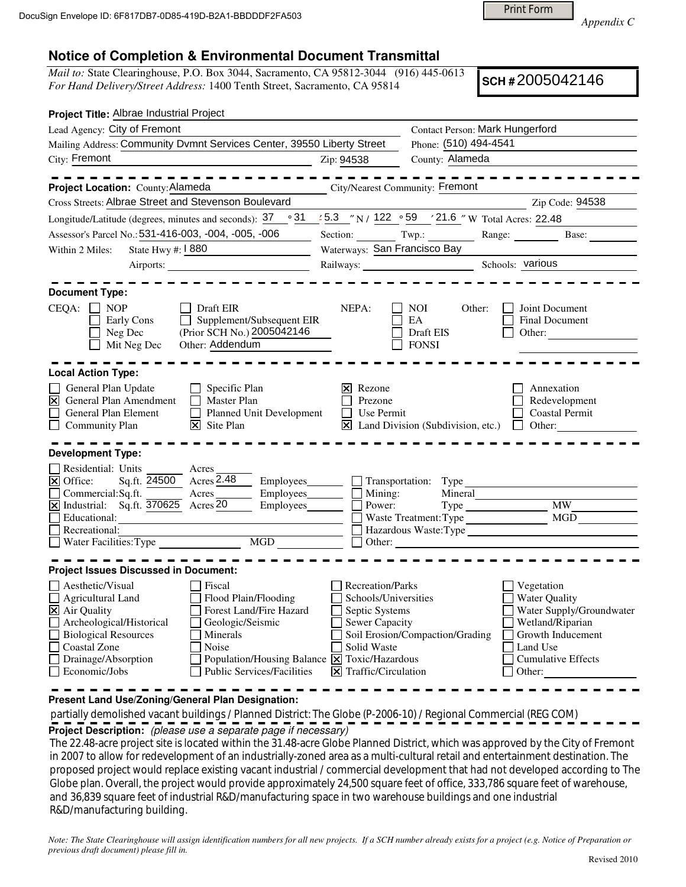DocuSign Envelope ID: 6F817DB7-0D85-419D-B2A1-BBDDDF2FA503

*Appendix C*

## Notice of Completion & Environmental Document Transmittal

*Mail to:* State Clearinghouse, P.O. Box 3044, Sacramento, CA 95812-3044 (916) 445-0613
*For Hand Delivery/Street Address:* 1400 Tenth Street, Sacramento, CA 95814

**SCH #** 2005042146

**Project Title:** Albrae Industrial Project

Lead Agency: City of Fremont — Contact Person: Mark Hungerford
Mailing Address: Community Dvmnt Services Center, 39550 Liberty Street — Phone: (510) 494-4541
City: Fremont — Zip: 94538 — County: Alameda

---

**Project Location:** County: Alameda — City/Nearest Community: Fremont
Cross Streets: Albrae Street and Stevenson Boulevard — Zip Code: 94538
Longitude/Latitude (degrees, minutes and seconds): 37 ° 31 ′ 5.3 ″ N / 122 ° 59 ′ 21.6 ″ W Total Acres: 22.48
Assessor's Parcel No.: 531-416-003, -004, -005, -006 — Section: ___ Twp.: ___ Range: ___ Base: ___
Within 2 Miles: State Hwy #: I 880 — Waterways: San Francisco Bay
Airports: ___ — Railways: ___ — Schools: various

---

**Document Type:**

CEQA:
- ☐ NOP
- ☐ Early Cons
- ☐ Neg Dec
- ☐ Mit Neg Dec
- ☐ Draft EIR
- ☐ Supplement/Subsequent EIR (Prior SCH No.) 2005042146
- Other: Addendum

NEPA:
- ☐ NOI
- ☐ EA
- ☐ Draft EIS
- ☐ FONSI

Other:
- ☐ Joint Document
- ☐ Final Document
- ☐ Other: ___

---

**Local Action Type:**

- ☐ General Plan Update
- ☒ General Plan Amendment
- ☐ General Plan Element
- ☐ Community Plan
- ☐ Specific Plan
- ☐ Master Plan
- ☐ Planned Unit Development
- ☒ Site Plan
- ☒ Rezone
- ☐ Prezone
- ☐ Use Permit
- ☒ Land Division (Subdivision, etc.)
- ☐ Annexation
- ☐ Redevelopment
- ☐ Coastal Permit
- ☐ Other: ___

---

**Development Type:**

- ☐ Residential: Units ___ Acres ___
- ☒ Office: Sq.ft. 24500 Acres 2.48 Employees ___
- ☐ Commercial: Sq.ft. ___ Acres ___ Employees ___
- ☒ Industrial: Sq.ft. 370625 Acres 20 Employees ___
- ☐ Educational: ___
- ☐ Recreational: ___
- ☐ Water Facilities: Type ___ MGD ___
- ☐ Transportation: Type ___
- ☐ Mining: Mineral ___
- ☐ Power: Type ___ MW ___
- ☐ Waste Treatment: Type ___ MGD ___
- ☐ Hazardous Waste: Type ___
- ☐ Other: ___

---

**Project Issues Discussed in Document:**

- ☐ Aesthetic/Visual
- ☐ Agricultural Land
- ☒ Air Quality
- ☐ Archeological/Historical
- ☐ Biological Resources
- ☐ Coastal Zone
- ☐ Drainage/Absorption
- ☐ Economic/Jobs
- ☐ Fiscal
- ☐ Flood Plain/Flooding
- ☐ Forest Land/Fire Hazard
- ☐ Geologic/Seismic
- ☐ Minerals
- ☐ Noise
- ☐ Population/Housing Balance
- ☐ Public Services/Facilities
- ☐ Recreation/Parks
- ☐ Schools/Universities
- ☐ Septic Systems
- ☐ Sewer Capacity
- ☐ Soil Erosion/Compaction/Grading
- ☐ Solid Waste
- ☒ Toxic/Hazardous
- ☒ Traffic/Circulation
- ☐ Vegetation
- ☐ Water Quality
- ☐ Water Supply/Groundwater
- ☐ Wetland/Riparian
- ☐ Growth Inducement
- ☐ Land Use
- ☐ Cumulative Effects
- ☐ Other: ___

---

**Present Land Use/Zoning/General Plan Designation:**

partially demolished vacant buildings / Planned District: The Globe (P-2006-10) / Regional Commercial (REG COM)

**Project Description:** *(please use a separate page if necessary)*

The 22.48-acre project site is located within the 31.48-acre Globe Planned District, which was approved by the City of Fremont in 2007 to allow for redevelopment of an industrially-zoned area as a multi-cultural retail and entertainment destination. The proposed project would replace existing vacant industrial / commercial development that had not developed according to The Globe plan. Overall, the project would provide approximately 24,500 square feet of office, 333,786 square feet of warehouse, and 36,839 square feet of industrial R&D/manufacturing space in two warehouse buildings and one industrial R&D/manufacturing building.

*Note: The State Clearinghouse will assign identification numbers for all new projects. If a SCH number already exists for a project (e.g. Notice of Preparation or previous draft document) please fill in.*

Revised 2010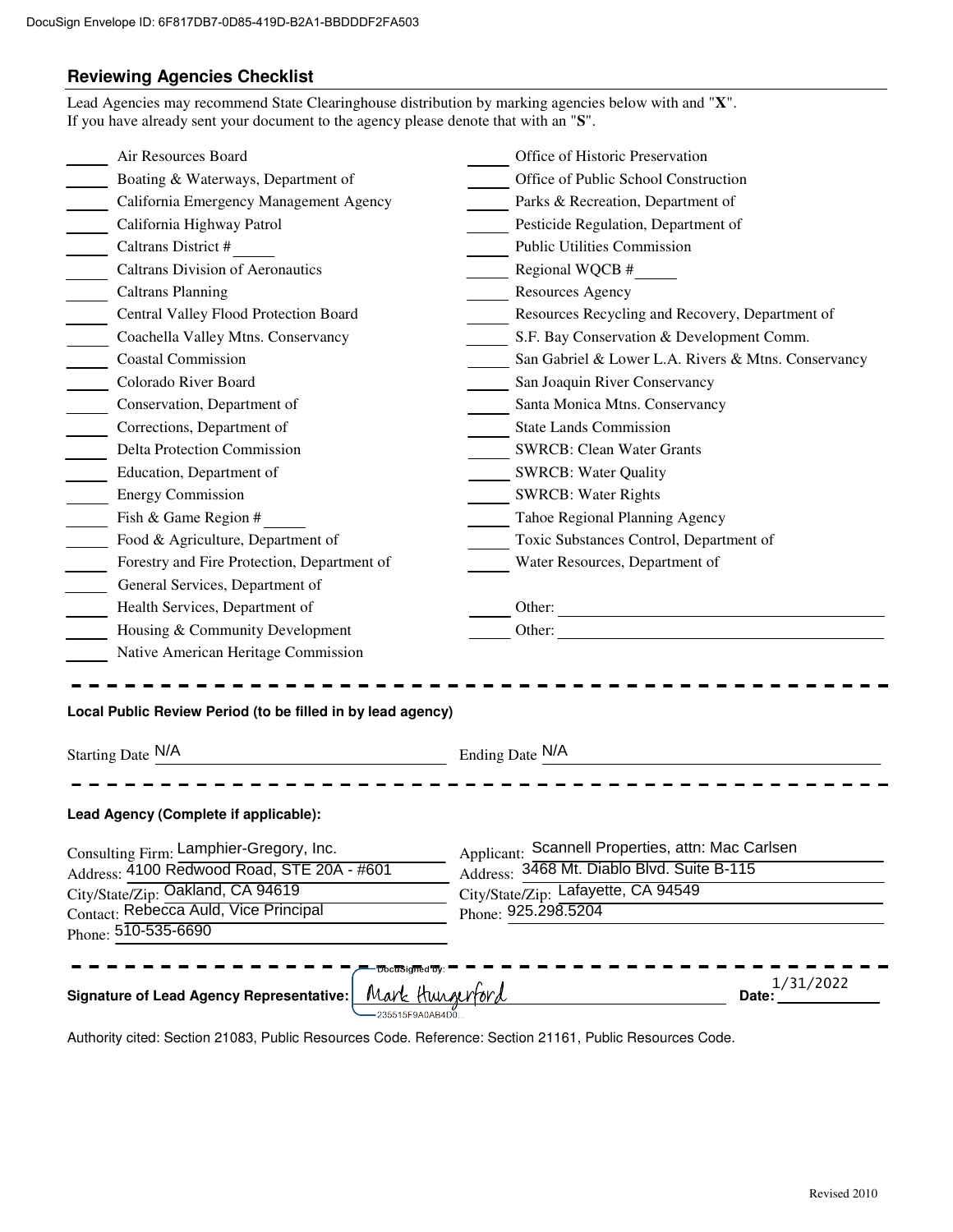DocuSign Envelope ID: 6F817DB7-0D85-419D-B2A1-BBDDDF2FA503

## Reviewing Agencies Checklist

Lead Agencies may recommend State Clearinghouse distribution by marking agencies below with and "**X**".
If you have already sent your document to the agency please denote that with an "**S**".

| | | | |
|---|---|---|---|
| _____ | Air Resources Board | _____ | Office of Historic Preservation |
| _____ | Boating & Waterways, Department of | _____ | Office of Public School Construction |
| _____ | California Emergency Management Agency | _____ | Parks & Recreation, Department of |
| _____ | California Highway Patrol | _____ | Pesticide Regulation, Department of |
| _____ | Caltrans District # _____ | _____ | Public Utilities Commission |
| _____ | Caltrans Division of Aeronautics | _____ | Regional WQCB # _____ |
| _____ | Caltrans Planning | _____ | Resources Agency |
| _____ | Central Valley Flood Protection Board | _____ | Resources Recycling and Recovery, Department of |
| _____ | Coachella Valley Mtns. Conservancy | _____ | S.F. Bay Conservation & Development Comm. |
| _____ | Coastal Commission | _____ | San Gabriel & Lower L.A. Rivers & Mtns. Conservancy |
| _____ | Colorado River Board | _____ | San Joaquin River Conservancy |
| _____ | Conservation, Department of | _____ | Santa Monica Mtns. Conservancy |
| _____ | Corrections, Department of | _____ | State Lands Commission |
| _____ | Delta Protection Commission | _____ | SWRCB: Clean Water Grants |
| _____ | Education, Department of | _____ | SWRCB: Water Quality |
| _____ | Energy Commission | _____ | SWRCB: Water Rights |
| _____ | Fish & Game Region # _____ | _____ | Tahoe Regional Planning Agency |
| _____ | Food & Agriculture, Department of | _____ | Toxic Substances Control, Department of |
| _____ | Forestry and Fire Protection, Department of | _____ | Water Resources, Department of |
| _____ | General Services, Department of | | |
| _____ | Health Services, Department of | _____ | Other: _____ |
| _____ | Housing & Community Development | _____ | Other: _____ |
| _____ | Native American Heritage Commission | | |

---

**Local Public Review Period (to be filled in by lead agency)**

Starting Date N/A    Ending Date N/A

---

**Lead Agency (Complete if applicable):**

Consulting Firm: Lamphier-Gregory, Inc.
Address: 4100 Redwood Road, STE 20A - #601
City/State/Zip: Oakland, CA 94619
Contact: Rebecca Auld, Vice Principal
Phone: 510-535-6690

Applicant: Scannell Properties, attn: Mac Carlsen
Address: 3468 Mt. Diablo Blvd. Suite B-115
City/State/Zip: Lafayette, CA 94549
Phone: 925.298.5204

---

**Signature of Lead Agency Representative:** DocuSigned by: Mark Hungerford 235515F9A0AB4D0...    **Date:** 1/31/2022

Authority cited: Section 21083, Public Resources Code. Reference: Section 21161, Public Resources Code.

Revised 2010